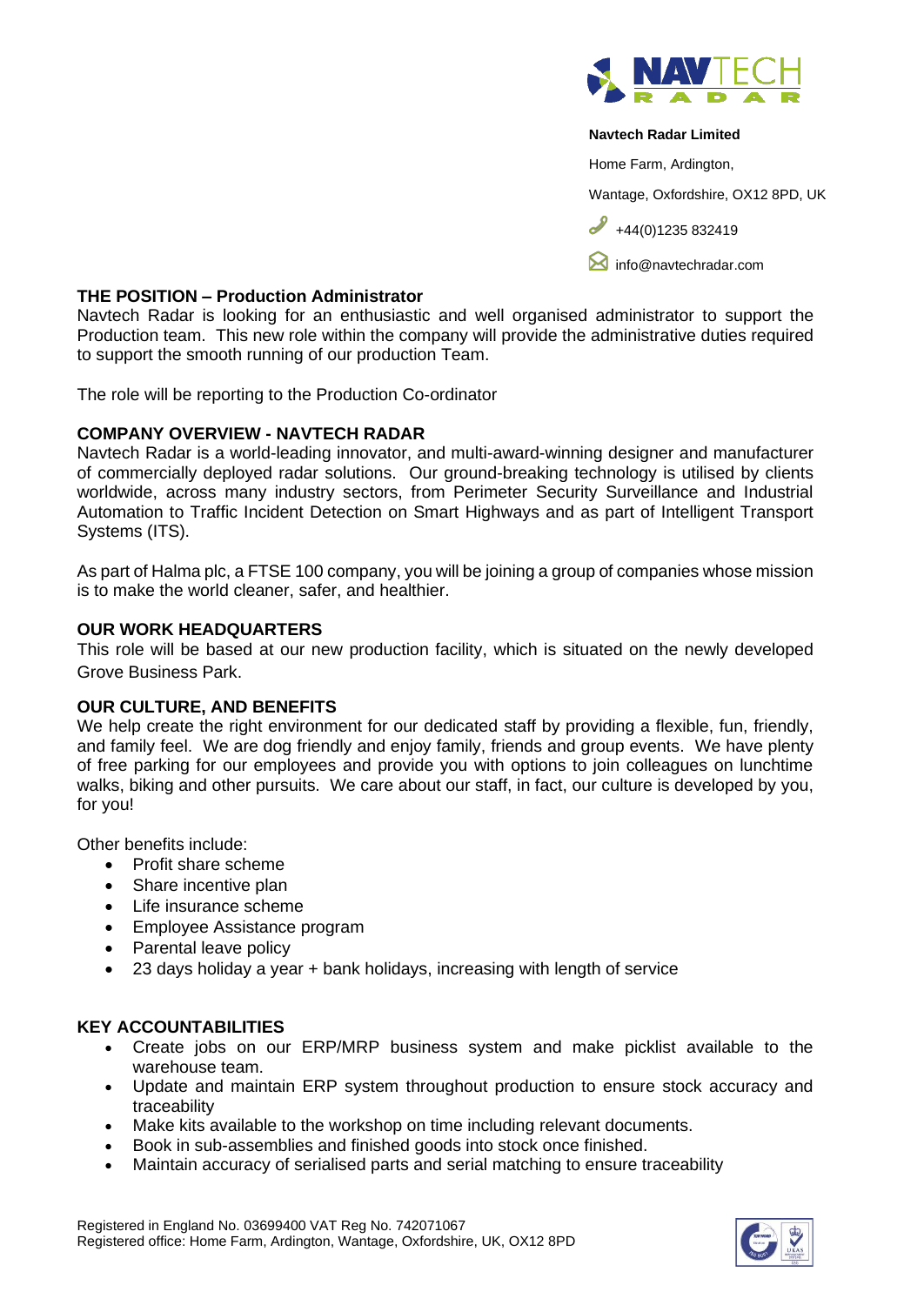**Navtech Radar Limited**

Home Farm, Ardington,

Wantage, Oxfordshire, OX12 8PD, UK

+44(0)1235 832419

info@navtechradar.com

## THE POSITION – Production Administrator

Navtech Radar is looking for an enthusiastic and well organised administrator to support the Production team. This new role within the company will provide the administrative duties required to support the smooth running of our production Team.

The role will be reporting to the Production Co-ordinator

## COMPANY OVERVIEW - NAVTECH RADAR

Navtech Radar is a world-leading innovator, and multi-award-winning designer and manufacturer of commercially deployed radar solutions. Our ground-breaking technology is utilised by clients worldwide, across many industry sectors, from Perimeter Security Surveillance and Industrial Automation to Traffic Incident Detection on Smart Highways and as part of Intelligent Transport Systems (ITS).

As part of Halma plc, a FTSE 100 company, you will be joining a group of companies whose mission is to make the world cleaner, safer, and healthier.

## OUR WORK HEADQUARTERS

This role will be based at our new production facility, which is situated on the newly developed Grove Business Park.

## OUR CULTURE, AND BENEFITS

We help create the right environment for our dedicated staff by providing a flexible, fun, friendly, and family feel. We are dog friendly and enjoy family, friends and group events. We have plenty of free parking for our employees and provide you with options to join colleagues on lunchtime walks, biking and other pursuits. We care about our staff, in fact, our culture is developed by you, for you!

Other benefits include:

- Profit share scheme
- Share incentive plan
- Life insurance scheme
- Employee Assistance program
- Parental leave policy
- 23 days holiday a year + bank holidays, increasing with length of service

## KEY ACCOUNTABILITIES

- Create jobs on our ERP/MRP business system and make picklist available to the warehouse team.
- Update and maintain ERP system throughout production to ensure stock accuracy and traceability
- Make kits available to the workshop on time including relevant documents.
- Book in sub-assemblies and finished goods into stock once finished.
- Maintain accuracy of serialised parts and serial matching to ensure traceability

Registered in England No. 03699400 VAT Reg No. 742071067
Registered office: Home Farm, Ardington, Wantage, Oxfordshire, UK, OX12 8PD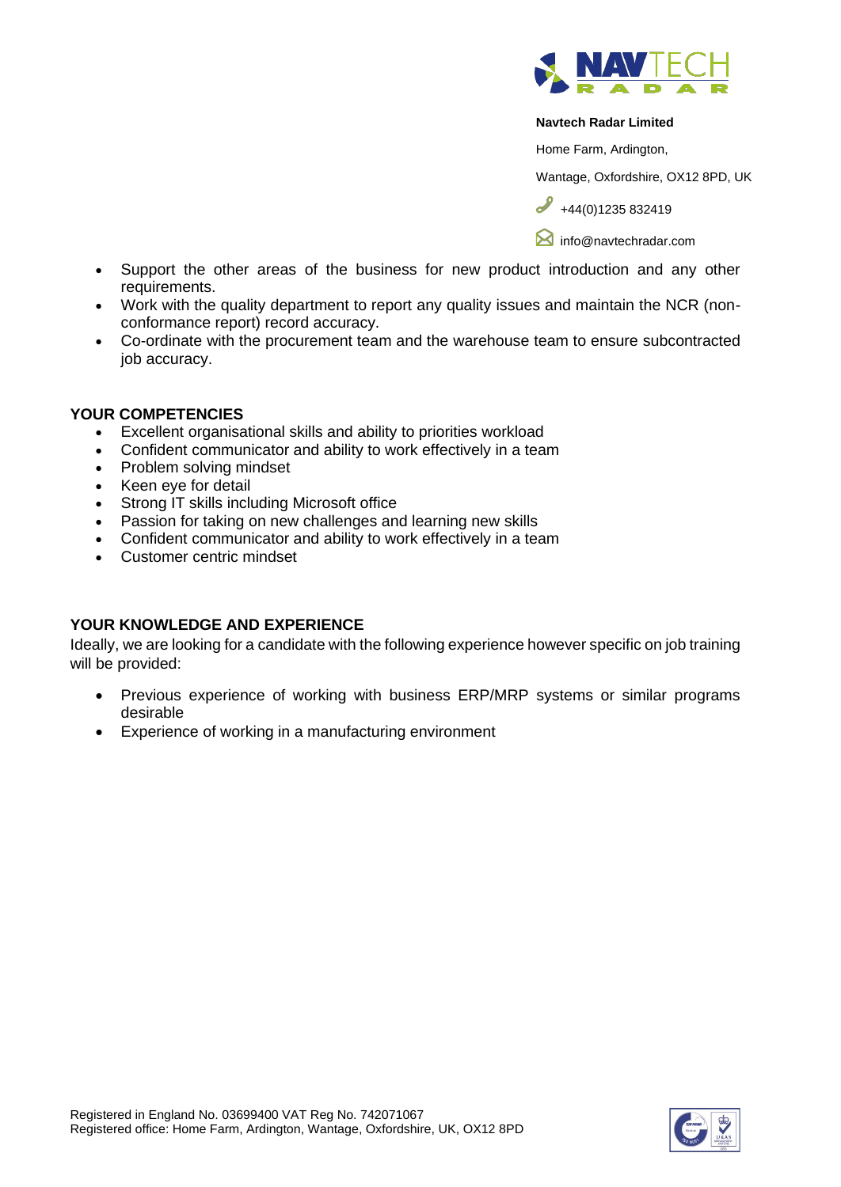**Navtech Radar Limited**

Home Farm, Ardington,

Wantage, Oxfordshire, OX12 8PD, UK

+44(0)1235 832419

info@navtechradar.com

- Support the other areas of the business for new product introduction and any other requirements.
- Work with the quality department to report any quality issues and maintain the NCR (non-conformance report) record accuracy.
- Co-ordinate with the procurement team and the warehouse team to ensure subcontracted job accuracy.

**YOUR COMPETENCIES**

- Excellent organisational skills and ability to priorities workload
- Confident communicator and ability to work effectively in a team
- Problem solving mindset
- Keen eye for detail
- Strong IT skills including Microsoft office
- Passion for taking on new challenges and learning new skills
- Confident communicator and ability to work effectively in a team
- Customer centric mindset

**YOUR KNOWLEDGE AND EXPERIENCE**

Ideally, we are looking for a candidate with the following experience however specific on job training will be provided:

- Previous experience of working with business ERP/MRP systems or similar programs desirable
- Experience of working in a manufacturing environment

Registered in England No. 03699400 VAT Reg No. 742071067
Registered office: Home Farm, Ardington, Wantage, Oxfordshire, UK, OX12 8PD